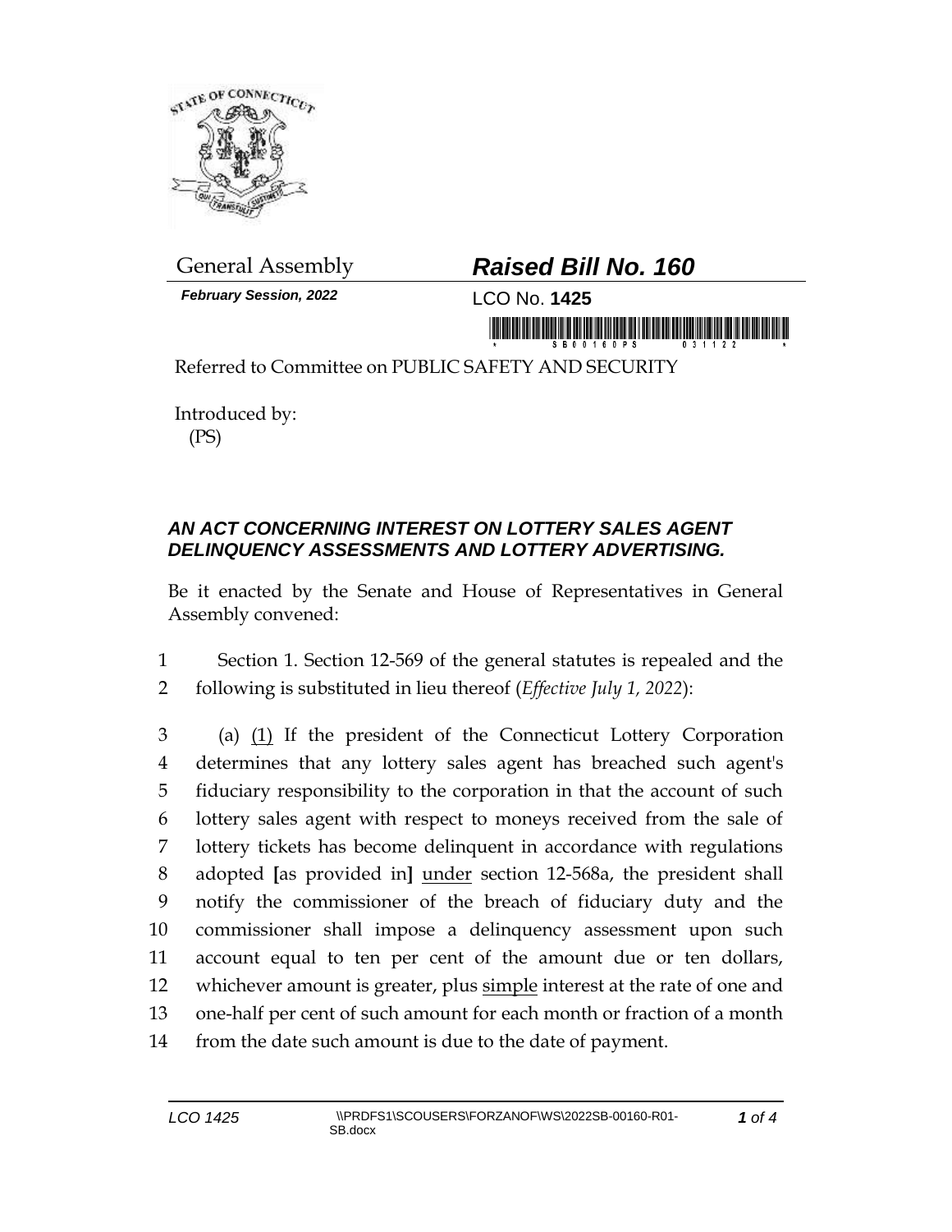General Assembly

***Raised Bill No. 160***

***February Session, 2022***

LCO No. **1425**

Referred to Committee on PUBLIC SAFETY AND SECURITY

Introduced by:
(PS)

### *AN ACT CONCERNING INTEREST ON LOTTERY SALES AGENT DELINQUENCY ASSESSMENTS AND LOTTERY ADVERTISING.*

Be it enacted by the Senate and House of Representatives in General Assembly convened:

1 Section 1. Section 12-569 of the general statutes is repealed and the
2 following is substituted in lieu thereof (*Effective July 1, 2022*):

3 (a) <u>(1)</u> If the president of the Connecticut Lottery Corporation
4 determines that any lottery sales agent has breached such agent's
5 fiduciary responsibility to the corporation in that the account of such
6 lottery sales agent with respect to moneys received from the sale of
7 lottery tickets has become delinquent in accordance with regulations
8 adopted **[**as provided in**]** <u>under</u> section 12-568a, the president shall
9 notify the commissioner of the breach of fiduciary duty and the
10 commissioner shall impose a delinquency assessment upon such
11 account equal to ten per cent of the amount due or ten dollars,
12 whichever amount is greater, plus <u>simple</u> interest at the rate of one and
13 one-half per cent of such amount for each month or fraction of a month
14 from the date such amount is due to the date of payment.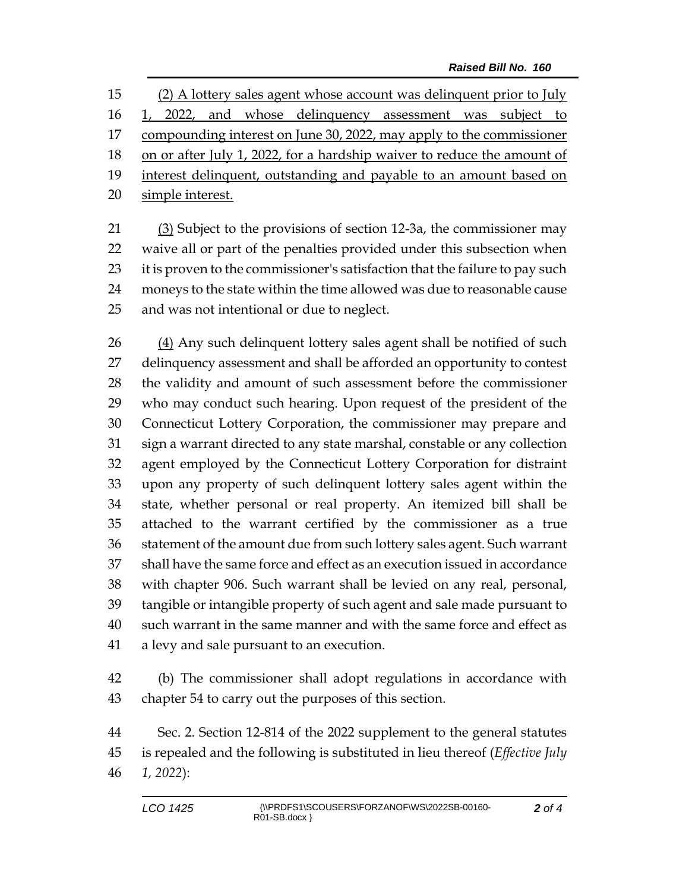(2) A lottery sales agent whose account was delinquent prior to July 1, 2022, and whose delinquency assessment was subject to compounding interest on June 30, 2022, may apply to the commissioner on or after July 1, 2022, for a hardship waiver to reduce the amount of interest delinquent, outstanding and payable to an amount based on simple interest.

(3) Subject to the provisions of section 12-3a, the commissioner may waive all or part of the penalties provided under this subsection when it is proven to the commissioner's satisfaction that the failure to pay such moneys to the state within the time allowed was due to reasonable cause and was not intentional or due to neglect.

(4) Any such delinquent lottery sales agent shall be notified of such delinquency assessment and shall be afforded an opportunity to contest the validity and amount of such assessment before the commissioner who may conduct such hearing. Upon request of the president of the Connecticut Lottery Corporation, the commissioner may prepare and sign a warrant directed to any state marshal, constable or any collection agent employed by the Connecticut Lottery Corporation for distraint upon any property of such delinquent lottery sales agent within the state, whether personal or real property. An itemized bill shall be attached to the warrant certified by the commissioner as a true statement of the amount due from such lottery sales agent. Such warrant shall have the same force and effect as an execution issued in accordance with chapter 906. Such warrant shall be levied on any real, personal, tangible or intangible property of such agent and sale made pursuant to such warrant in the same manner and with the same force and effect as a levy and sale pursuant to an execution.

(b) The commissioner shall adopt regulations in accordance with chapter 54 to carry out the purposes of this section.

Sec. 2. Section 12-814 of the 2022 supplement to the general statutes is repealed and the following is substituted in lieu thereof (*Effective July 1, 2022*):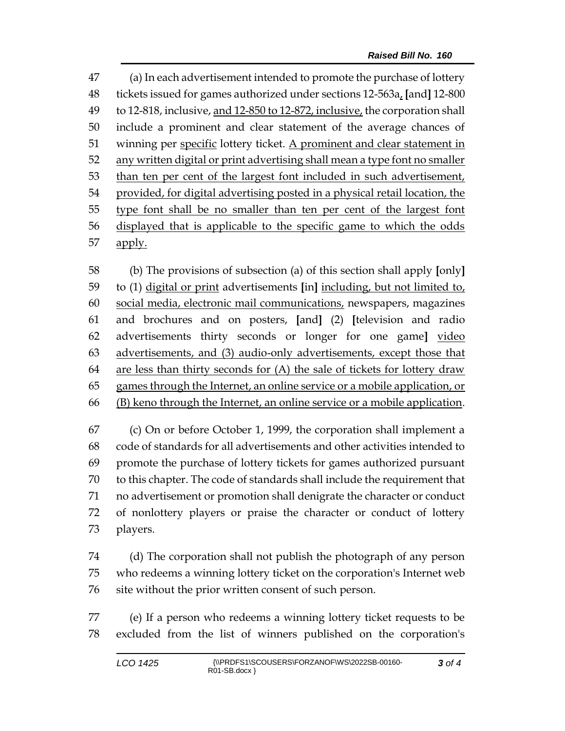(a) In each advertisement intended to promote the purchase of lottery tickets issued for games authorized under sections 12-563a, [and] 12-800 to 12-818, inclusive, and 12-850 to 12-872, inclusive, the corporation shall include a prominent and clear statement of the average chances of winning per specific lottery ticket. A prominent and clear statement in any written digital or print advertising shall mean a type font no smaller than ten per cent of the largest font included in such advertisement, provided, for digital advertising posted in a physical retail location, the type font shall be no smaller than ten per cent of the largest font displayed that is applicable to the specific game to which the odds apply.

(b) The provisions of subsection (a) of this section shall apply [only] to (1) digital or print advertisements [in] including, but not limited to, social media, electronic mail communications, newspapers, magazines and brochures and on posters, [and] (2) [television and radio advertisements thirty seconds or longer for one game] video advertisements, and (3) audio-only advertisements, except those that are less than thirty seconds for (A) the sale of tickets for lottery draw games through the Internet, an online service or a mobile application, or (B) keno through the Internet, an online service or a mobile application.

(c) On or before October 1, 1999, the corporation shall implement a code of standards for all advertisements and other activities intended to promote the purchase of lottery tickets for games authorized pursuant to this chapter. The code of standards shall include the requirement that no advertisement or promotion shall denigrate the character or conduct of nonlottery players or praise the character or conduct of lottery players.

(d) The corporation shall not publish the photograph of any person who redeems a winning lottery ticket on the corporation's Internet web site without the prior written consent of such person.

(e) If a person who redeems a winning lottery ticket requests to be excluded from the list of winners published on the corporation's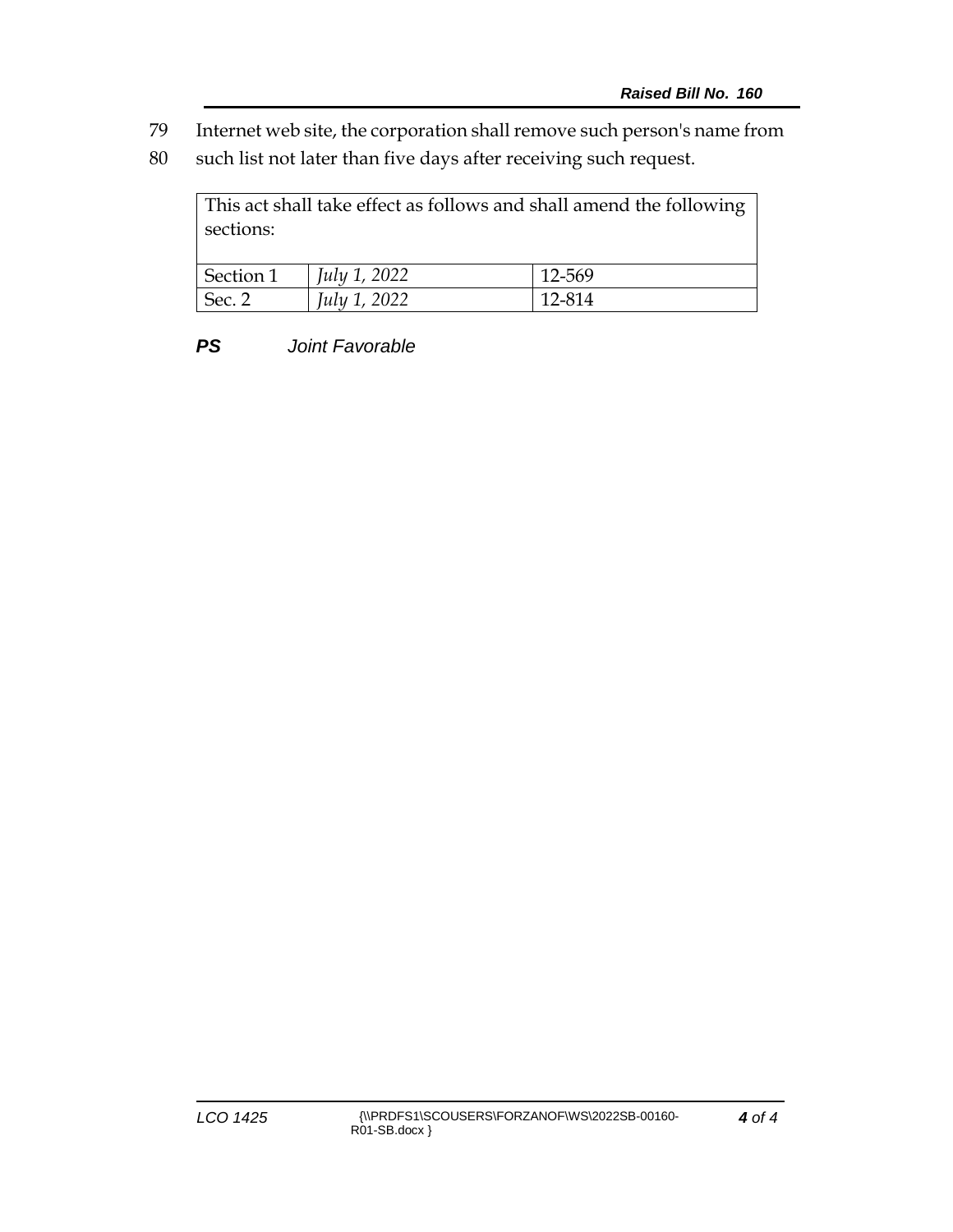79 Internet web site, the corporation shall remove such person's name from
80 such list not later than five days after receiving such request.

| This act shall take effect as follows and shall amend the following sections: | | |
|---|---|---|
| Section 1 | *July 1, 2022* | 12-569 |
| Sec. 2 | *July 1, 2022* | 12-814 |

***PS*** *Joint Favorable*